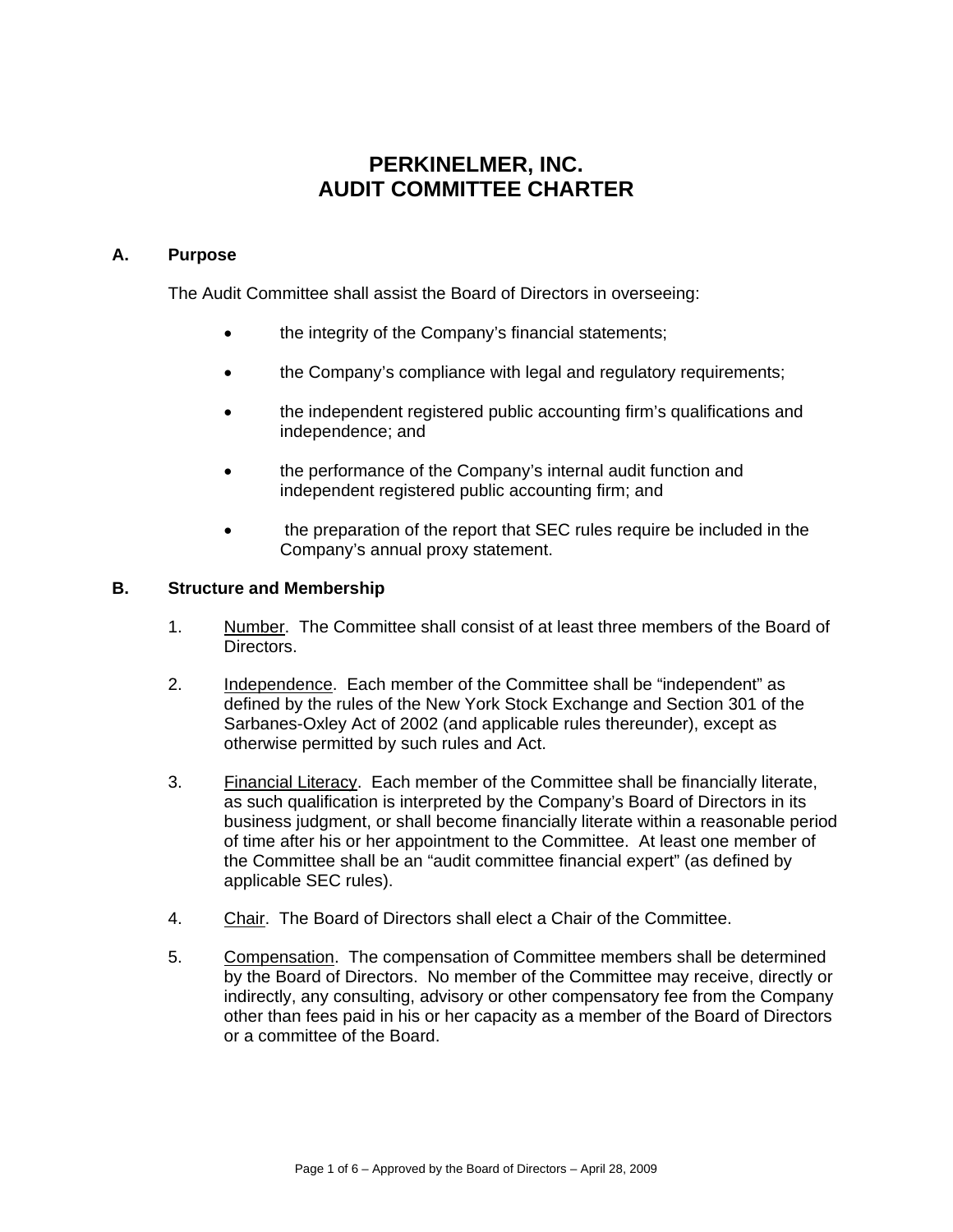# PERKINELMER, INC.
# AUDIT COMMITTEE CHARTER

## A. Purpose

The Audit Committee shall assist the Board of Directors in overseeing:

- the integrity of the Company's financial statements;
- the Company's compliance with legal and regulatory requirements;
- the independent registered public accounting firm's qualifications and independence; and
- the performance of the Company's internal audit function and independent registered public accounting firm; and
- the preparation of the report that SEC rules require be included in the Company's annual proxy statement.

## B. Structure and Membership

1. Number. The Committee shall consist of at least three members of the Board of Directors.

2. Independence. Each member of the Committee shall be "independent" as defined by the rules of the New York Stock Exchange and Section 301 of the Sarbanes-Oxley Act of 2002 (and applicable rules thereunder), except as otherwise permitted by such rules and Act.

3. Financial Literacy. Each member of the Committee shall be financially literate, as such qualification is interpreted by the Company's Board of Directors in its business judgment, or shall become financially literate within a reasonable period of time after his or her appointment to the Committee. At least one member of the Committee shall be an "audit committee financial expert" (as defined by applicable SEC rules).

4. Chair. The Board of Directors shall elect a Chair of the Committee.

5. Compensation. The compensation of Committee members shall be determined by the Board of Directors. No member of the Committee may receive, directly or indirectly, any consulting, advisory or other compensatory fee from the Company other than fees paid in his or her capacity as a member of the Board of Directors or a committee of the Board.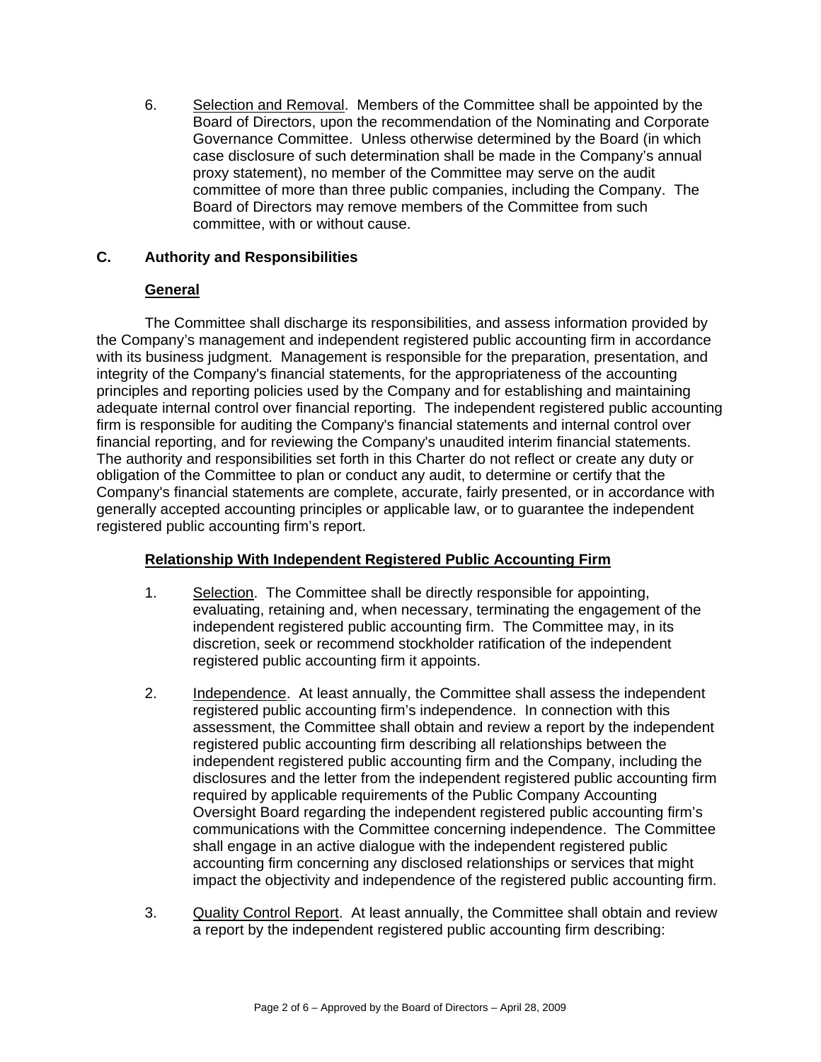6. Selection and Removal. Members of the Committee shall be appointed by the Board of Directors, upon the recommendation of the Nominating and Corporate Governance Committee. Unless otherwise determined by the Board (in which case disclosure of such determination shall be made in the Company's annual proxy statement), no member of the Committee may serve on the audit committee of more than three public companies, including the Company. The Board of Directors may remove members of the Committee from such committee, with or without cause.

## C. Authority and Responsibilities

### General

The Committee shall discharge its responsibilities, and assess information provided by the Company's management and independent registered public accounting firm in accordance with its business judgment. Management is responsible for the preparation, presentation, and integrity of the Company's financial statements, for the appropriateness of the accounting principles and reporting policies used by the Company and for establishing and maintaining adequate internal control over financial reporting. The independent registered public accounting firm is responsible for auditing the Company's financial statements and internal control over financial reporting, and for reviewing the Company's unaudited interim financial statements. The authority and responsibilities set forth in this Charter do not reflect or create any duty or obligation of the Committee to plan or conduct any audit, to determine or certify that the Company's financial statements are complete, accurate, fairly presented, or in accordance with generally accepted accounting principles or applicable law, or to guarantee the independent registered public accounting firm's report.

### Relationship With Independent Registered Public Accounting Firm

1. Selection. The Committee shall be directly responsible for appointing, evaluating, retaining and, when necessary, terminating the engagement of the independent registered public accounting firm. The Committee may, in its discretion, seek or recommend stockholder ratification of the independent registered public accounting firm it appoints.

2. Independence. At least annually, the Committee shall assess the independent registered public accounting firm's independence. In connection with this assessment, the Committee shall obtain and review a report by the independent registered public accounting firm describing all relationships between the independent registered public accounting firm and the Company, including the disclosures and the letter from the independent registered public accounting firm required by applicable requirements of the Public Company Accounting Oversight Board regarding the independent registered public accounting firm's communications with the Committee concerning independence. The Committee shall engage in an active dialogue with the independent registered public accounting firm concerning any disclosed relationships or services that might impact the objectivity and independence of the registered public accounting firm.

3. Quality Control Report. At least annually, the Committee shall obtain and review a report by the independent registered public accounting firm describing: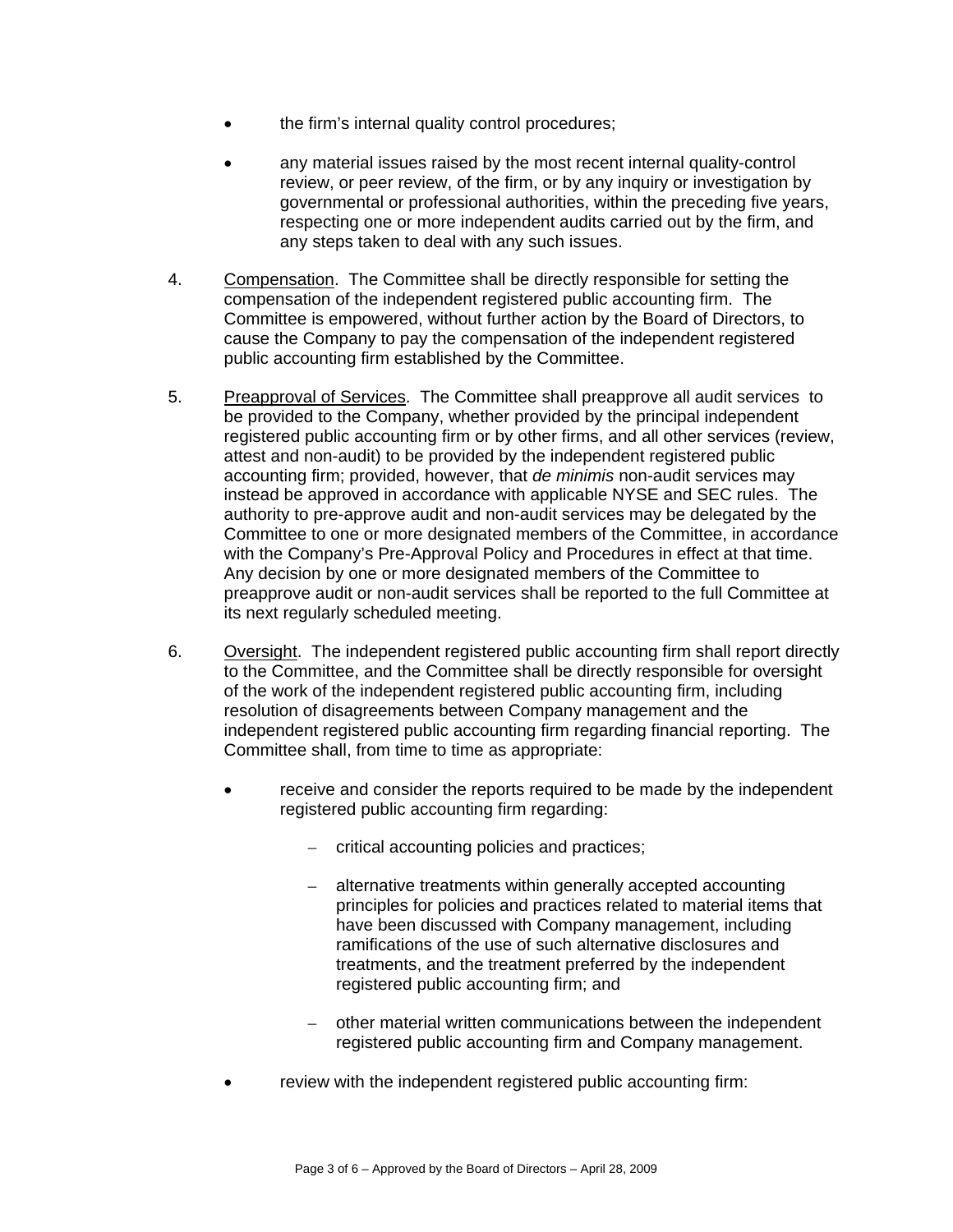- the firm's internal quality control procedures;

- any material issues raised by the most recent internal quality-control review, or peer review, of the firm, or by any inquiry or investigation by governmental or professional authorities, within the preceding five years, respecting one or more independent audits carried out by the firm, and any steps taken to deal with any such issues.

4. Compensation. The Committee shall be directly responsible for setting the compensation of the independent registered public accounting firm. The Committee is empowered, without further action by the Board of Directors, to cause the Company to pay the compensation of the independent registered public accounting firm established by the Committee.

5. Preapproval of Services. The Committee shall preapprove all audit services to be provided to the Company, whether provided by the principal independent registered public accounting firm or by other firms, and all other services (review, attest and non-audit) to be provided by the independent registered public accounting firm; provided, however, that *de minimis* non-audit services may instead be approved in accordance with applicable NYSE and SEC rules. The authority to pre-approve audit and non-audit services may be delegated by the Committee to one or more designated members of the Committee, in accordance with the Company's Pre-Approval Policy and Procedures in effect at that time. Any decision by one or more designated members of the Committee to preapprove audit or non-audit services shall be reported to the full Committee at its next regularly scheduled meeting.

6. Oversight. The independent registered public accounting firm shall report directly to the Committee, and the Committee shall be directly responsible for oversight of the work of the independent registered public accounting firm, including resolution of disagreements between Company management and the independent registered public accounting firm regarding financial reporting. The Committee shall, from time to time as appropriate:

   - receive and consider the reports required to be made by the independent registered public accounting firm regarding:

     - critical accounting policies and practices;

     - alternative treatments within generally accepted accounting principles for policies and practices related to material items that have been discussed with Company management, including ramifications of the use of such alternative disclosures and treatments, and the treatment preferred by the independent registered public accounting firm; and

     - other material written communications between the independent registered public accounting firm and Company management.

   - review with the independent registered public accounting firm: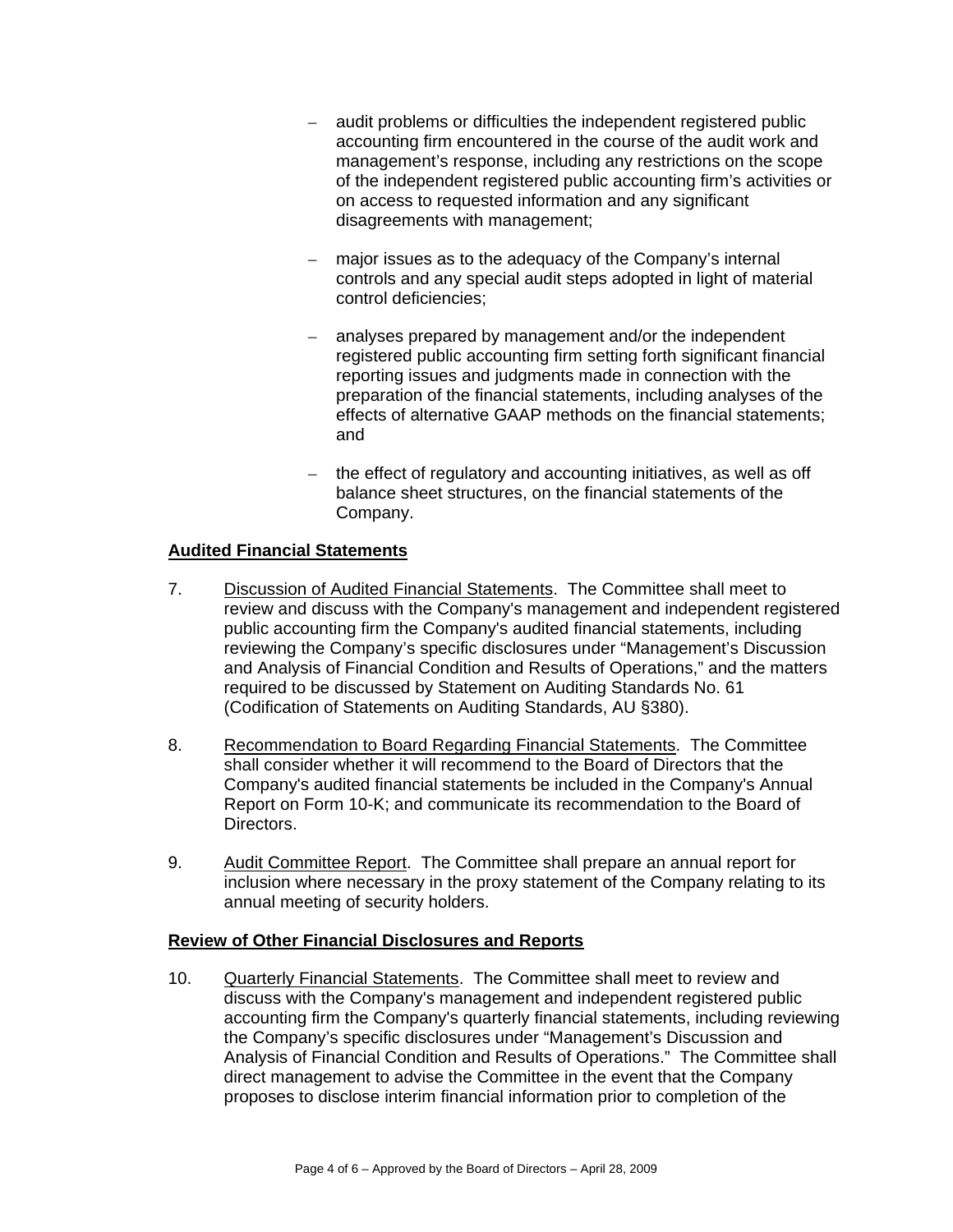- audit problems or difficulties the independent registered public accounting firm encountered in the course of the audit work and management's response, including any restrictions on the scope of the independent registered public accounting firm's activities or on access to requested information and any significant disagreements with management;

- major issues as to the adequacy of the Company's internal controls and any special audit steps adopted in light of material control deficiencies;

- analyses prepared by management and/or the independent registered public accounting firm setting forth significant financial reporting issues and judgments made in connection with the preparation of the financial statements, including analyses of the effects of alternative GAAP methods on the financial statements; and

- the effect of regulatory and accounting initiatives, as well as off balance sheet structures, on the financial statements of the Company.

**Audited Financial Statements**

7. Discussion of Audited Financial Statements. The Committee shall meet to review and discuss with the Company's management and independent registered public accounting firm the Company's audited financial statements, including reviewing the Company's specific disclosures under "Management's Discussion and Analysis of Financial Condition and Results of Operations," and the matters required to be discussed by Statement on Auditing Standards No. 61 (Codification of Statements on Auditing Standards, AU §380).

8. Recommendation to Board Regarding Financial Statements. The Committee shall consider whether it will recommend to the Board of Directors that the Company's audited financial statements be included in the Company's Annual Report on Form 10-K; and communicate its recommendation to the Board of Directors.

9. Audit Committee Report. The Committee shall prepare an annual report for inclusion where necessary in the proxy statement of the Company relating to its annual meeting of security holders.

**Review of Other Financial Disclosures and Reports**

10. Quarterly Financial Statements. The Committee shall meet to review and discuss with the Company's management and independent registered public accounting firm the Company's quarterly financial statements, including reviewing the Company's specific disclosures under "Management's Discussion and Analysis of Financial Condition and Results of Operations." The Committee shall direct management to advise the Committee in the event that the Company proposes to disclose interim financial information prior to completion of the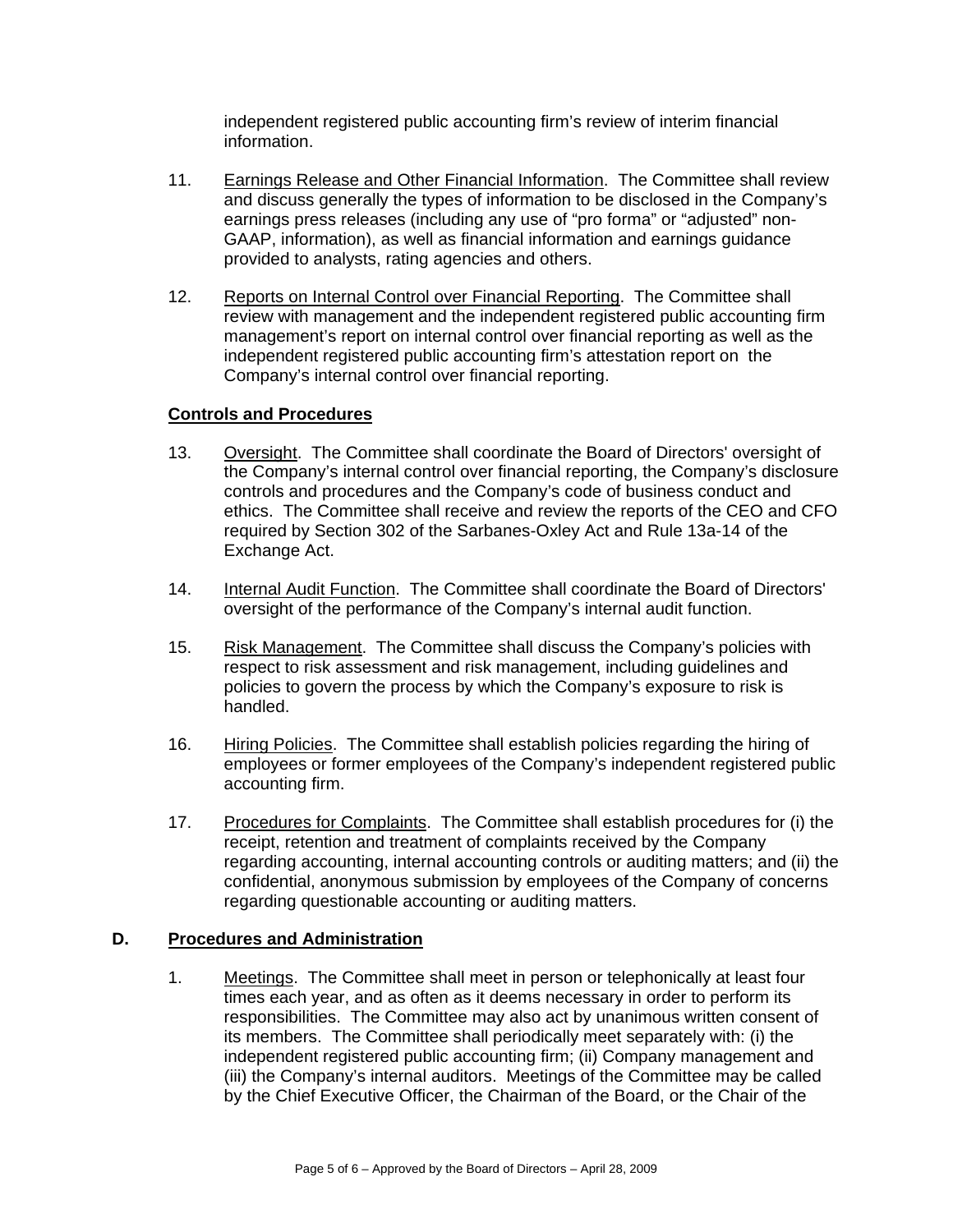independent registered public accounting firm's review of interim financial information.

11. Earnings Release and Other Financial Information. The Committee shall review and discuss generally the types of information to be disclosed in the Company's earnings press releases (including any use of "pro forma" or "adjusted" non-GAAP, information), as well as financial information and earnings guidance provided to analysts, rating agencies and others.

12. Reports on Internal Control over Financial Reporting. The Committee shall review with management and the independent registered public accounting firm management's report on internal control over financial reporting as well as the independent registered public accounting firm's attestation report on the Company's internal control over financial reporting.

**Controls and Procedures**

13. Oversight. The Committee shall coordinate the Board of Directors' oversight of the Company's internal control over financial reporting, the Company's disclosure controls and procedures and the Company's code of business conduct and ethics. The Committee shall receive and review the reports of the CEO and CFO required by Section 302 of the Sarbanes-Oxley Act and Rule 13a-14 of the Exchange Act.

14. Internal Audit Function. The Committee shall coordinate the Board of Directors' oversight of the performance of the Company's internal audit function.

15. Risk Management. The Committee shall discuss the Company's policies with respect to risk assessment and risk management, including guidelines and policies to govern the process by which the Company's exposure to risk is handled.

16. Hiring Policies. The Committee shall establish policies regarding the hiring of employees or former employees of the Company's independent registered public accounting firm.

17. Procedures for Complaints. The Committee shall establish procedures for (i) the receipt, retention and treatment of complaints received by the Company regarding accounting, internal accounting controls or auditing matters; and (ii) the confidential, anonymous submission by employees of the Company of concerns regarding questionable accounting or auditing matters.

## D. Procedures and Administration

1. Meetings. The Committee shall meet in person or telephonically at least four times each year, and as often as it deems necessary in order to perform its responsibilities. The Committee may also act by unanimous written consent of its members. The Committee shall periodically meet separately with: (i) the independent registered public accounting firm; (ii) Company management and (iii) the Company's internal auditors. Meetings of the Committee may be called by the Chief Executive Officer, the Chairman of the Board, or the Chair of the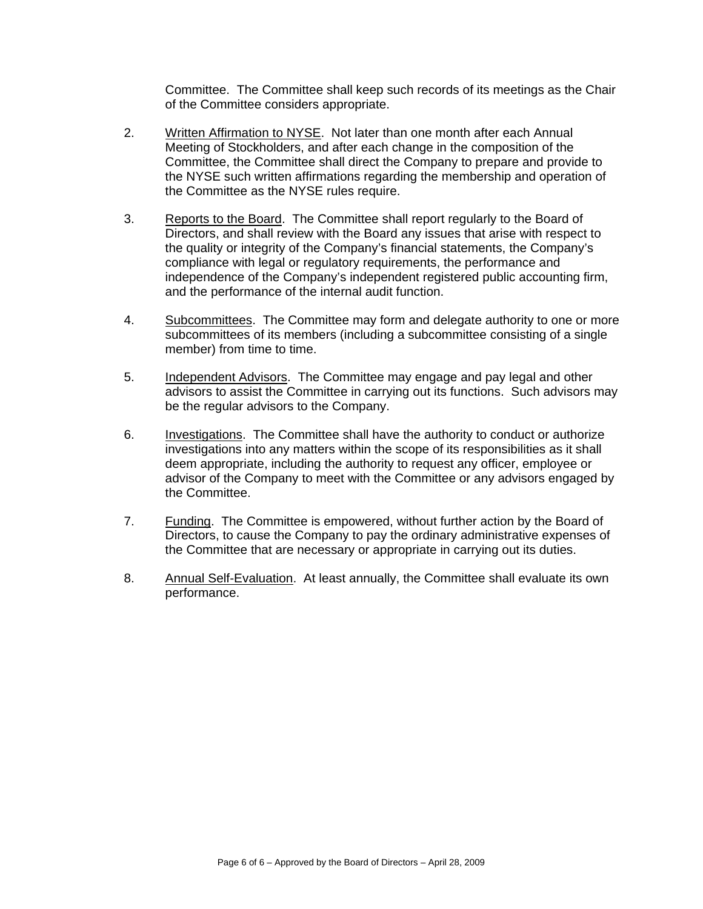Committee. The Committee shall keep such records of its meetings as the Chair of the Committee considers appropriate.

2. Written Affirmation to NYSE. Not later than one month after each Annual Meeting of Stockholders, and after each change in the composition of the Committee, the Committee shall direct the Company to prepare and provide to the NYSE such written affirmations regarding the membership and operation of the Committee as the NYSE rules require.

3. Reports to the Board. The Committee shall report regularly to the Board of Directors, and shall review with the Board any issues that arise with respect to the quality or integrity of the Company's financial statements, the Company's compliance with legal or regulatory requirements, the performance and independence of the Company's independent registered public accounting firm, and the performance of the internal audit function.

4. Subcommittees. The Committee may form and delegate authority to one or more subcommittees of its members (including a subcommittee consisting of a single member) from time to time.

5. Independent Advisors. The Committee may engage and pay legal and other advisors to assist the Committee in carrying out its functions. Such advisors may be the regular advisors to the Company.

6. Investigations. The Committee shall have the authority to conduct or authorize investigations into any matters within the scope of its responsibilities as it shall deem appropriate, including the authority to request any officer, employee or advisor of the Company to meet with the Committee or any advisors engaged by the Committee.

7. Funding. The Committee is empowered, without further action by the Board of Directors, to cause the Company to pay the ordinary administrative expenses of the Committee that are necessary or appropriate in carrying out its duties.

8. Annual Self-Evaluation. At least annually, the Committee shall evaluate its own performance.